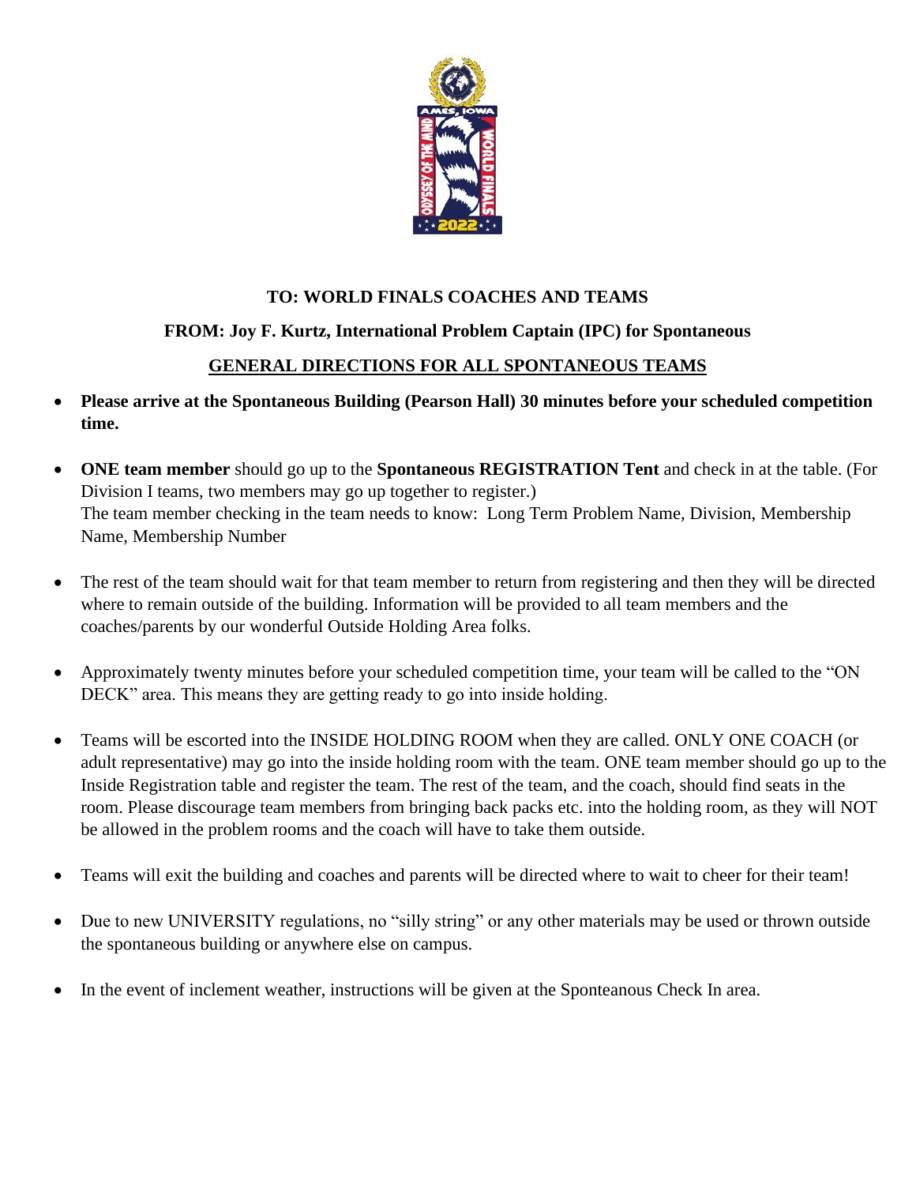**TO: WORLD FINALS COACHES AND TEAMS**

**FROM: Joy F. Kurtz, International Problem Captain (IPC) for Spontaneous**

**GENERAL DIRECTIONS FOR ALL SPONTANEOUS TEAMS**

- **Please arrive at the Spontaneous Building (Pearson Hall) 30 minutes before your scheduled competition time.**

- **ONE team member** should go up to the **Spontaneous REGISTRATION Tent** and check in at the table. (For Division I teams, two members may go up together to register.)
  The team member checking in the team needs to know: Long Term Problem Name, Division, Membership Name, Membership Number

- The rest of the team should wait for that team member to return from registering and then they will be directed where to remain outside of the building. Information will be provided to all team members and the coaches/parents by our wonderful Outside Holding Area folks.

- Approximately twenty minutes before your scheduled competition time, your team will be called to the "ON DECK" area. This means they are getting ready to go into inside holding.

- Teams will be escorted into the INSIDE HOLDING ROOM when they are called. ONLY ONE COACH (or adult representative) may go into the inside holding room with the team. ONE team member should go up to the Inside Registration table and register the team. The rest of the team, and the coach, should find seats in the room. Please discourage team members from bringing back packs etc. into the holding room, as they will NOT be allowed in the problem rooms and the coach will have to take them outside.

- Teams will exit the building and coaches and parents will be directed where to wait to cheer for their team!

- Due to new UNIVERSITY regulations, no "silly string" or any other materials may be used or thrown outside the spontaneous building or anywhere else on campus.

- In the event of inclement weather, instructions will be given at the Sponteanous Check In area.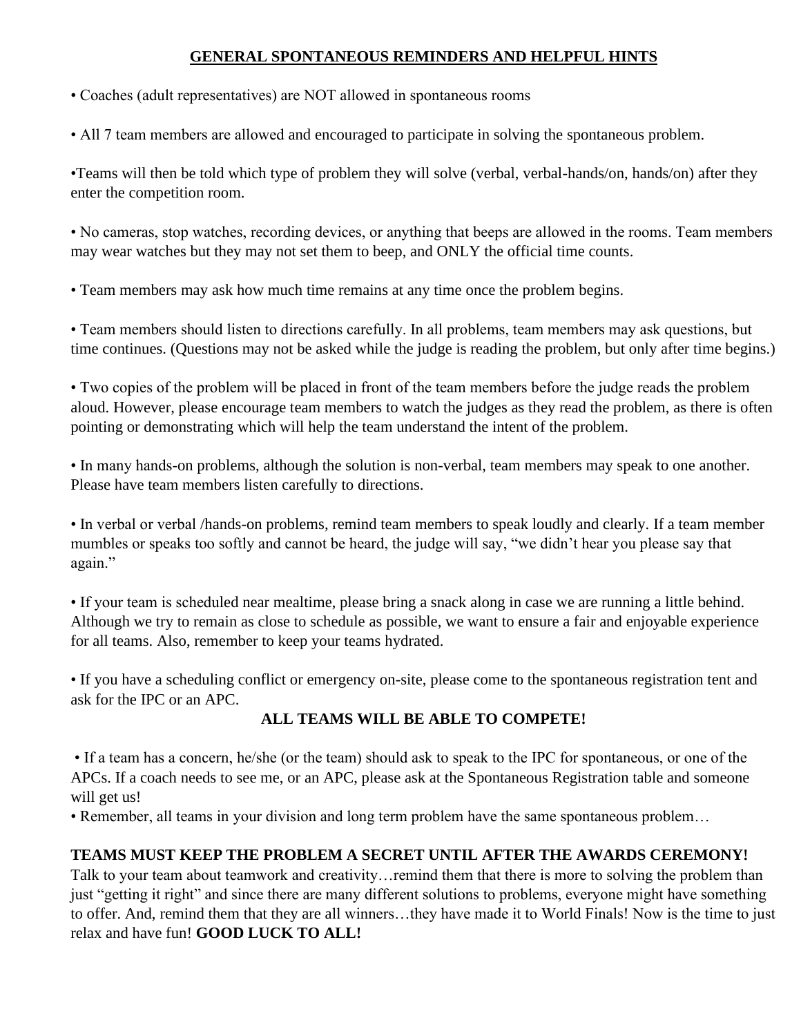## GENERAL SPONTANEOUS REMINDERS AND HELPFUL HINTS

- Coaches (adult representatives) are NOT allowed in spontaneous rooms

- All 7 team members are allowed and encouraged to participate in solving the spontaneous problem.

- Teams will then be told which type of problem they will solve (verbal, verbal-hands/on, hands/on) after they enter the competition room.

- No cameras, stop watches, recording devices, or anything that beeps are allowed in the rooms. Team members may wear watches but they may not set them to beep, and ONLY the official time counts.

- Team members may ask how much time remains at any time once the problem begins.

- Team members should listen to directions carefully. In all problems, team members may ask questions, but time continues. (Questions may not be asked while the judge is reading the problem, but only after time begins.)

- Two copies of the problem will be placed in front of the team members before the judge reads the problem aloud. However, please encourage team members to watch the judges as they read the problem, as there is often pointing or demonstrating which will help the team understand the intent of the problem.

- In many hands-on problems, although the solution is non-verbal, team members may speak to one another. Please have team members listen carefully to directions.

- In verbal or verbal /hands-on problems, remind team members to speak loudly and clearly. If a team member mumbles or speaks too softly and cannot be heard, the judge will say, "we didn't hear you please say that again."

- If your team is scheduled near mealtime, please bring a snack along in case we are running a little behind. Although we try to remain as close to schedule as possible, we want to ensure a fair and enjoyable experience for all teams. Also, remember to keep your teams hydrated.

- If you have a scheduling conflict or emergency on-site, please come to the spontaneous registration tent and ask for the IPC or an APC.

**ALL TEAMS WILL BE ABLE TO COMPETE!**

- If a team has a concern, he/she (or the team) should ask to speak to the IPC for spontaneous, or one of the APCs. If a coach needs to see me, or an APC, please ask at the Spontaneous Registration table and someone will get us!
- Remember, all teams in your division and long term problem have the same spontaneous problem…

**TEAMS MUST KEEP THE PROBLEM A SECRET UNTIL AFTER THE AWARDS CEREMONY!**
Talk to your team about teamwork and creativity…remind them that there is more to solving the problem than just "getting it right" and since there are many different solutions to problems, everyone might have something to offer. And, remind them that they are all winners…they have made it to World Finals! Now is the time to just relax and have fun! **GOOD LUCK TO ALL!**